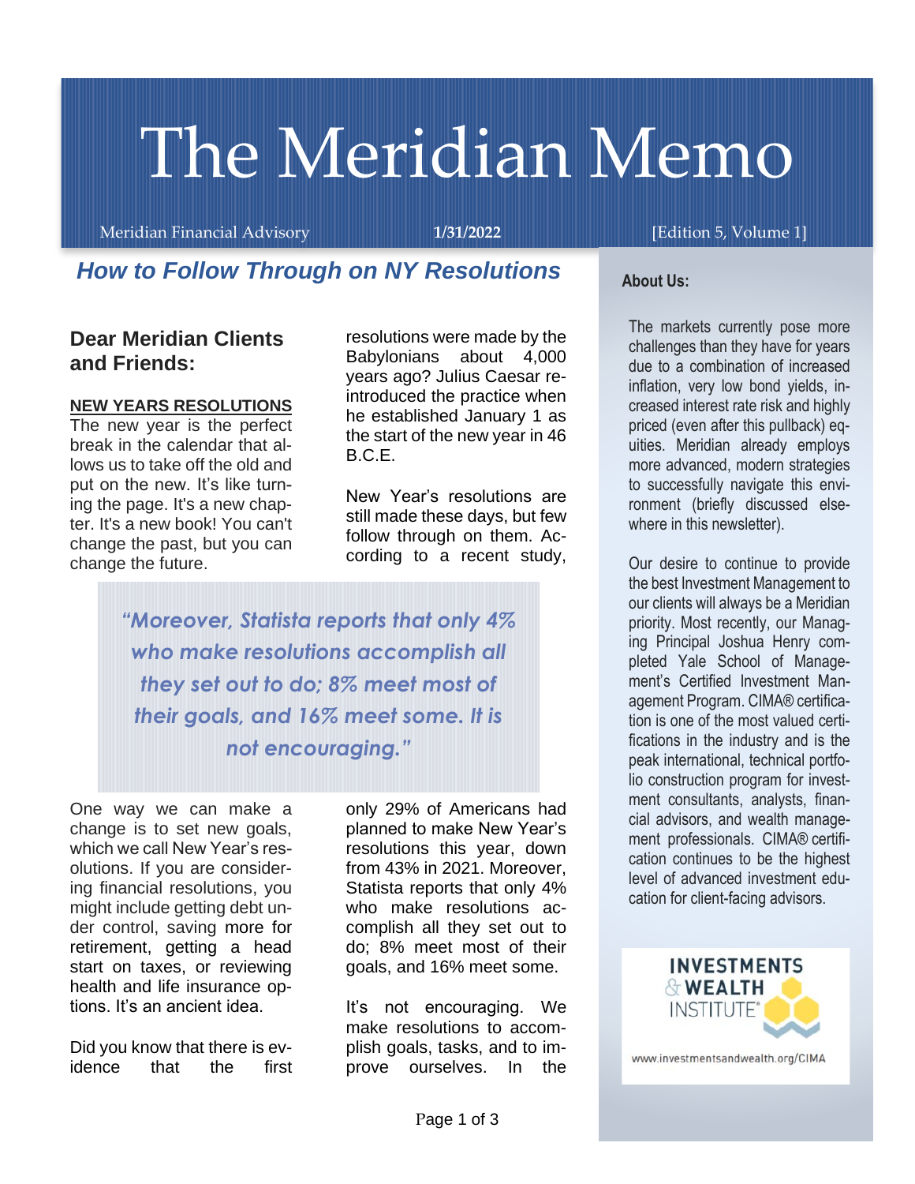# The Meridian Memo

Meridian Financial Advisory **1/31/2022** [Edition 5, Volume 1]

## *How to Follow Through on NY Resolutions*

### Dear Meridian Clients and Friends:

**NEW YEARS RESOLUTIONS**

The new year is the perfect break in the calendar that allows us to take off the old and put on the new. It's like turning the page. It's a new chapter. It's a new book! You can't change the past, but you can change the future.

One way we can make a change is to set new goals, which we call New Year's resolutions. If you are considering financial resolutions, you might include getting debt under control, saving more for retirement, getting a head start on taxes, or reviewing health and life insurance options. It's an ancient idea.

Did you know that there is evidence that the first resolutions were made by the Babylonians about 4,000 years ago? Julius Caesar reintroduced the practice when he established January 1 as the start of the new year in 46 B.C.E.

New Year's resolutions are still made these days, but few follow through on them. According to a recent study, only 29% of Americans had planned to make New Year's resolutions this year, down from 43% in 2021. Moreover, Statista reports that only 4% who make resolutions accomplish all they set out to do; 8% meet most of their goals, and 16% meet some.

> ***"Moreover, Statista reports that only 4% who make resolutions accomplish all they set out to do; 8% meet most of their goals, and 16% meet some. It is not encouraging."***

It's not encouraging. We make resolutions to accomplish goals, tasks, and to improve ourselves. In the

**About Us:**

The markets currently pose more challenges than they have for years due to a combination of increased inflation, very low bond yields, increased interest rate risk and highly priced (even after this pullback) equities. Meridian already employs more advanced, modern strategies to successfully navigate this environment (briefly discussed elsewhere in this newsletter).

Our desire to continue to provide the best Investment Management to our clients will always be a Meridian priority. Most recently, our Managing Principal Joshua Henry completed Yale School of Management's Certified Investment Management Program. CIMA® certification is one of the most valued certifications in the industry and is the peak international, technical portfolio construction program for investment consultants, analysts, financial advisors, and wealth management professionals. CIMA® certification continues to be the highest level of advanced investment education for client-facing advisors.

INVESTMENTS & WEALTH INSTITUTE®

www.investmentsandwealth.org/CIMA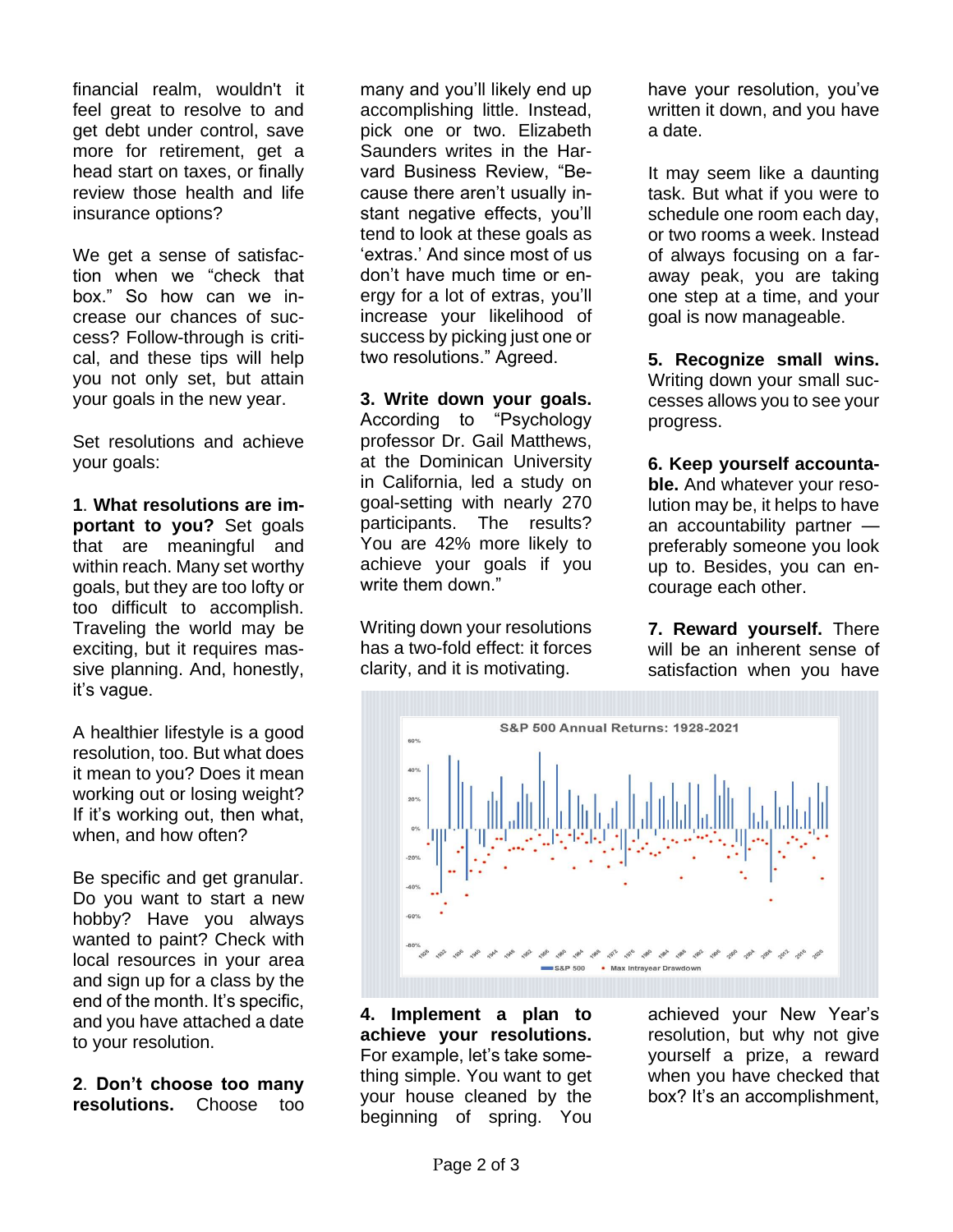financial realm, wouldn't it feel great to resolve to and get debt under control, save more for retirement, get a head start on taxes, or finally review those health and life insurance options?

We get a sense of satisfaction when we "check that box." So how can we increase our chances of success? Follow-through is critical, and these tips will help you not only set, but attain your goals in the new year.

Set resolutions and achieve your goals:

**1**. **What resolutions are important to you?** Set goals that are meaningful and within reach. Many set worthy goals, but they are too lofty or too difficult to accomplish. Traveling the world may be exciting, but it requires massive planning. And, honestly, it's vague.

A healthier lifestyle is a good resolution, too. But what does it mean to you? Does it mean working out or losing weight? If it's working out, then what, when, and how often?

Be specific and get granular. Do you want to start a new hobby? Have you always wanted to paint? Check with local resources in your area and sign up for a class by the end of the month. It's specific, and you have attached a date to your resolution.

**2**. **Don't choose too many resolutions.** Choose too many and you'll likely end up accomplishing little. Instead, pick one or two. Elizabeth Saunders writes in the Harvard Business Review, "Because there aren't usually instant negative effects, you'll tend to look at these goals as 'extras.' And since most of us don't have much time or energy for a lot of extras, you'll increase your likelihood of success by picking just one or two resolutions." Agreed.

**3. Write down your goals.** According to "Psychology professor Dr. Gail Matthews, at the Dominican University in California, led a study on goal-setting with nearly 270 participants. The results? You are 42% more likely to achieve your goals if you write them down."

Writing down your resolutions has a two-fold effect: it forces clarity, and it is motivating.

**4. Implement a plan to achieve your resolutions.** For example, let's take something simple. You want to get your house cleaned by the beginning of spring. You have your resolution, you've written it down, and you have a date.

It may seem like a daunting task. But what if you were to schedule one room each day, or two rooms a week. Instead of always focusing on a faraway peak, you are taking one step at a time, and your goal is now manageable.

**5. Recognize small wins.** Writing down your small successes allows you to see your progress.

**6. Keep yourself accountable.** And whatever your resolution may be, it helps to have an accountability partner — preferably someone you look up to. Besides, you can encourage each other.

**7. Reward yourself.** There will be an inherent sense of satisfaction when you have achieved your New Year's resolution, but why not give yourself a prize, a reward when you have checked that box? It's an accomplishment,

S&P 500 Annual Returns: 1928-2021

S&P 500 • Max Intrayear Drawdown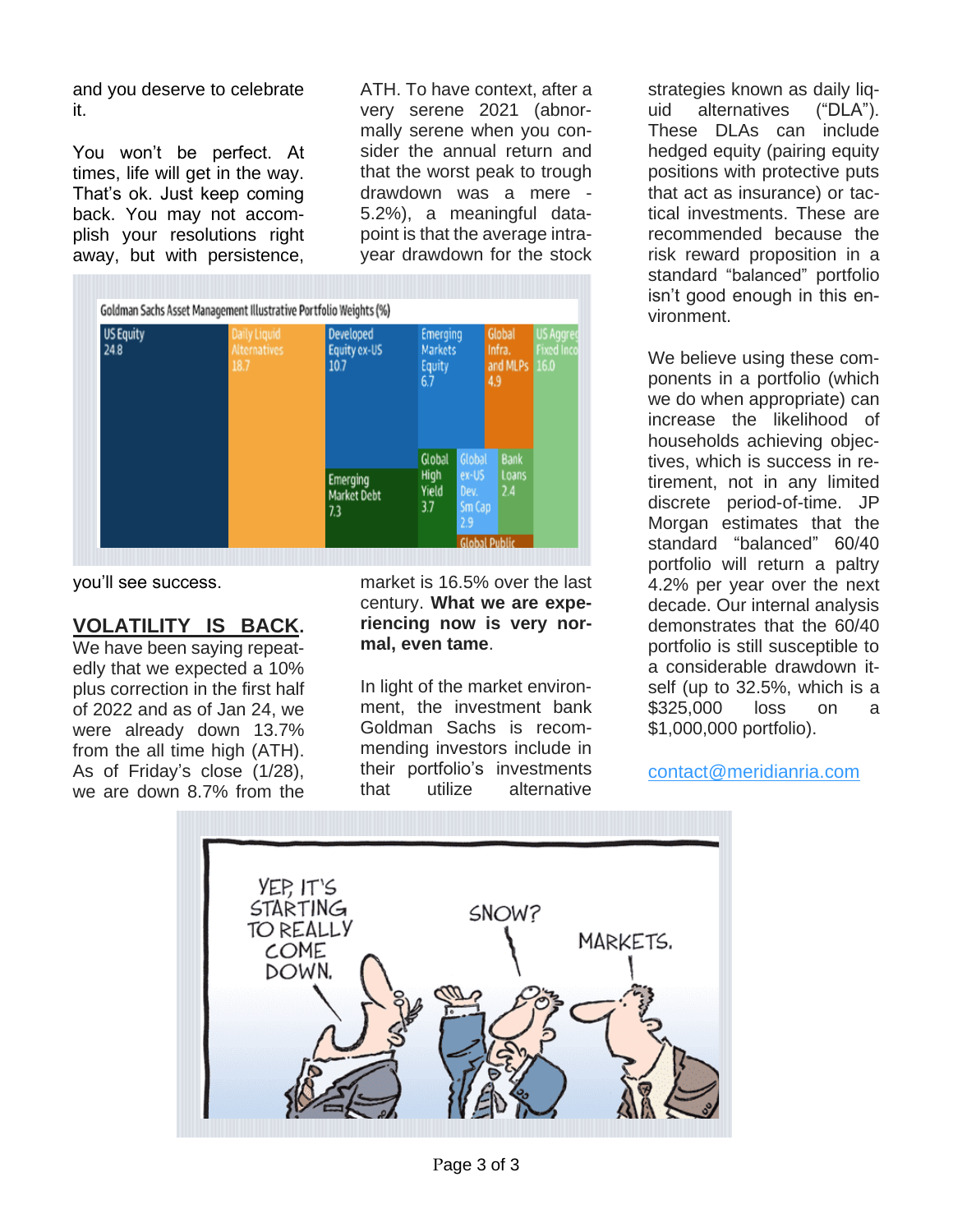and you deserve to celebrate it.

You won't be perfect. At times, life will get in the way. That's ok. Just keep coming back. You may not accomplish your resolutions right away, but with persistence, you'll see success.

## VOLATILITY IS BACK.

We have been saying repeatedly that we expected a 10% plus correction in the first half of 2022 and as of Jan 24, we were already down 13.7% from the all time high (ATH). As of Friday's close (1/28), we are down 8.7% from the ATH. To have context, after a very serene 2021 (abnormally serene when you consider the annual return and that the worst peak to trough drawdown was a mere -5.2%), a meaningful datapoint is that the average intra-year drawdown for the stock market is 16.5% over the last century. **What we are experiencing now is very normal, even tame**.

Goldman Sachs Asset Management Illustrative Portfolio Weights (%)

US Equity 24.8
Daily Liquid Alternatives 18.7
Developed Equity ex-US 10.7
Emerging Market Debt 7.3
Emerging Markets Equity 6.7
Global Infra. and MLPs 4.9
US Aggregate Fixed Income 16.0
Global High Yield 3.7
Global ex-US Dev. Sm Cap 2.9
Bank Loans 2.4
Global Public

In light of the market environment, the investment bank Goldman Sachs is recommending investors include in their portfolio's investments that utilize alternative strategies known as daily liquid alternatives ("DLA"). These DLAs can include hedged equity (pairing equity positions with protective puts that act as insurance) or tactical investments. These are recommended because the risk reward proposition in a standard "balanced" portfolio isn't good enough in this environment.

We believe using these components in a portfolio (which we do when appropriate) can increase the likelihood of households achieving objectives, which is success in retirement, not in any limited discrete period-of-time. JP Morgan estimates that the standard "balanced" 60/40 portfolio will return a paltry 4.2% per year over the next decade. Our internal analysis demonstrates that the 60/40 portfolio is still susceptible to a considerable drawdown itself (up to 32.5%, which is a $325,000 loss on a $1,000,000 portfolio).

contact@meridianria.com